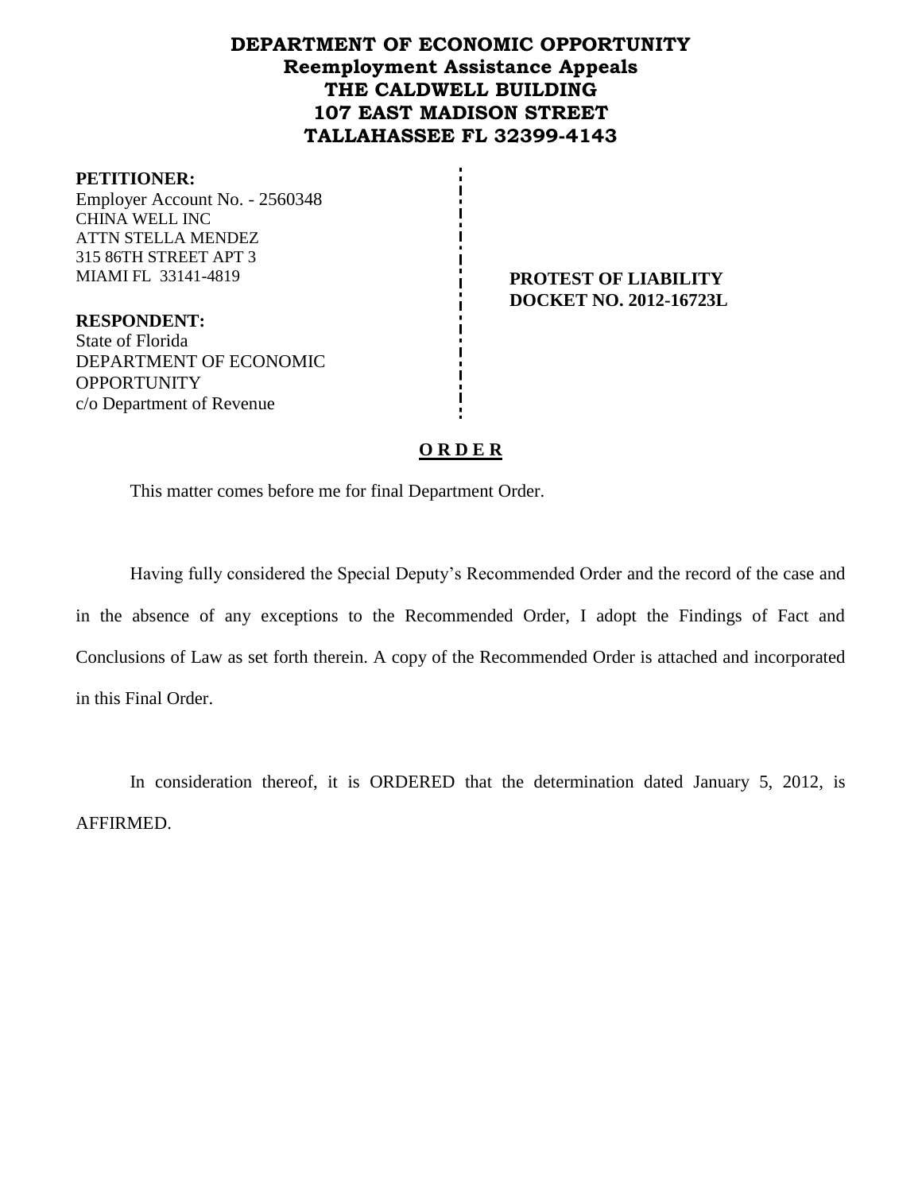# DEPARTMENT OF ECONOMIC OPPORTUNITY
## Reemployment Assistance Appeals
### THE CALDWELL BUILDING
### 107 EAST MADISON STREET
### TALLAHASSEE FL 32399-4143

**PETITIONER:**
Employer Account No. - 2560348
CHINA WELL INC
ATTN STELLA MENDEZ
315 86TH STREET APT 3
MIAMI FL 33141-4819

**PROTEST OF LIABILITY**
**DOCKET NO. 2012-16723L**

**RESPONDENT:**
State of Florida
DEPARTMENT OF ECONOMIC OPPORTUNITY
c/o Department of Revenue

## O R D E R

This matter comes before me for final Department Order.

Having fully considered the Special Deputy's Recommended Order and the record of the case and in the absence of any exceptions to the Recommended Order, I adopt the Findings of Fact and Conclusions of Law as set forth therein. A copy of the Recommended Order is attached and incorporated in this Final Order.

In consideration thereof, it is ORDERED that the determination dated January 5, 2012, is AFFIRMED.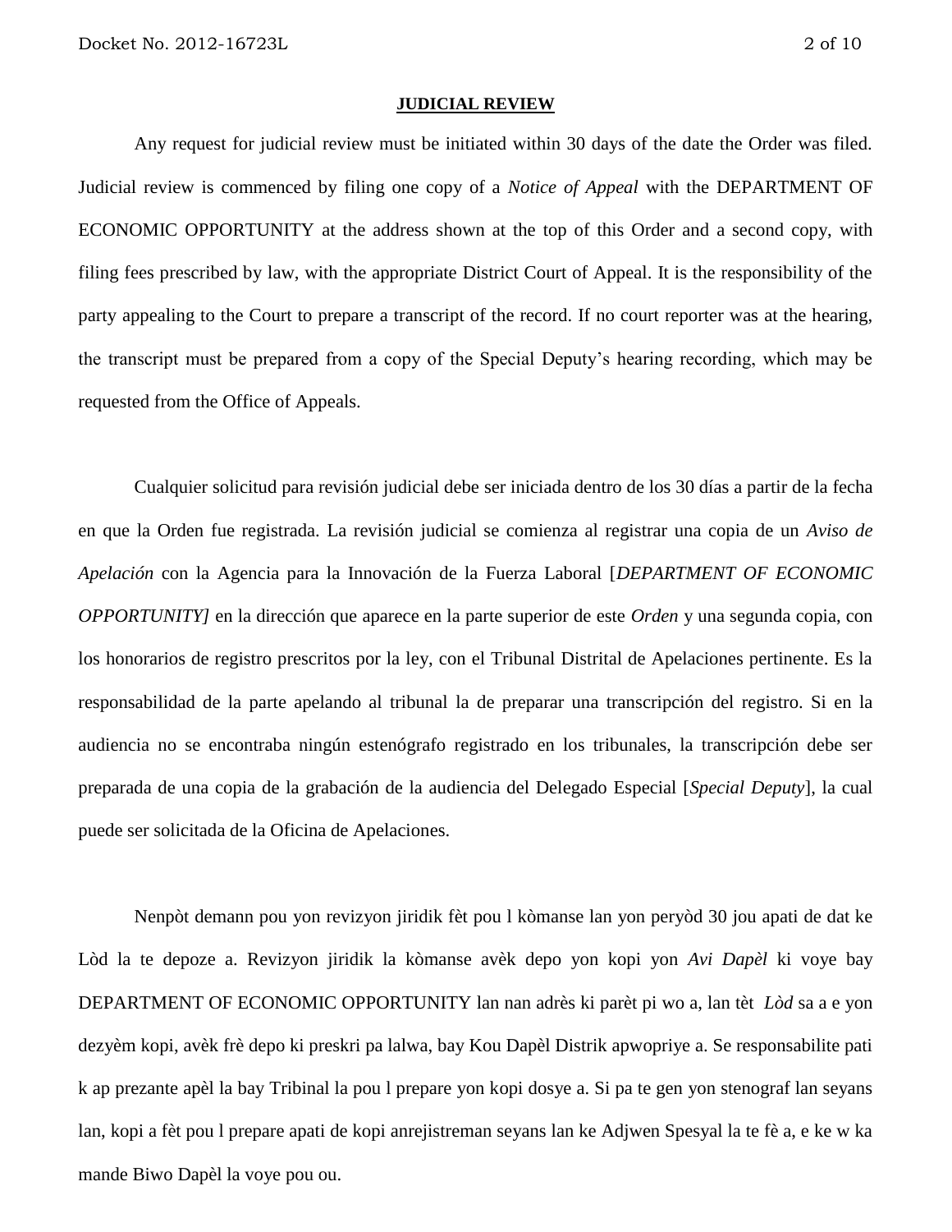**JUDICIAL REVIEW**

Any request for judicial review must be initiated within 30 days of the date the Order was filed. Judicial review is commenced by filing one copy of a *Notice of Appeal* with the DEPARTMENT OF ECONOMIC OPPORTUNITY at the address shown at the top of this Order and a second copy, with filing fees prescribed by law, with the appropriate District Court of Appeal. It is the responsibility of the party appealing to the Court to prepare a transcript of the record. If no court reporter was at the hearing, the transcript must be prepared from a copy of the Special Deputy's hearing recording, which may be requested from the Office of Appeals.

Cualquier solicitud para revisión judicial debe ser iniciada dentro de los 30 días a partir de la fecha en que la Orden fue registrada. La revisión judicial se comienza al registrar una copia de un *Aviso de Apelación* con la Agencia para la Innovación de la Fuerza Laboral [*DEPARTMENT OF ECONOMIC OPPORTUNITY]* en la dirección que aparece en la parte superior de este *Orden* y una segunda copia, con los honorarios de registro prescritos por la ley, con el Tribunal Distrital de Apelaciones pertinente. Es la responsabilidad de la parte apelando al tribunal la de preparar una transcripción del registro. Si en la audiencia no se encontraba ningún estenógrafo registrado en los tribunales, la transcripción debe ser preparada de una copia de la grabación de la audiencia del Delegado Especial [*Special Deputy*], la cual puede ser solicitada de la Oficina de Apelaciones.

Nenpòt demann pou yon revizyon jiridik fèt pou l kòmanse lan yon peryòd 30 jou apati de dat ke Lòd la te depoze a. Revizyon jiridik la kòmanse avèk depo yon kopi yon *Avi Dapèl* ki voye bay DEPARTMENT OF ECONOMIC OPPORTUNITY lan nan adrès ki parèt pi wo a, lan tèt *Lòd* sa a e yon dezyèm kopi, avèk frè depo ki preskri pa lalwa, bay Kou Dapèl Distrik apwopriye a. Se responsabilite pati k ap prezante apèl la bay Tribinal la pou l prepare yon kopi dosye a. Si pa te gen yon stenograf lan seyans lan, kopi a fèt pou l prepare apati de kopi anrejistreman seyans lan ke Adjwen Spesyal la te fè a, e ke w ka mande Biwo Dapèl la voye pou ou.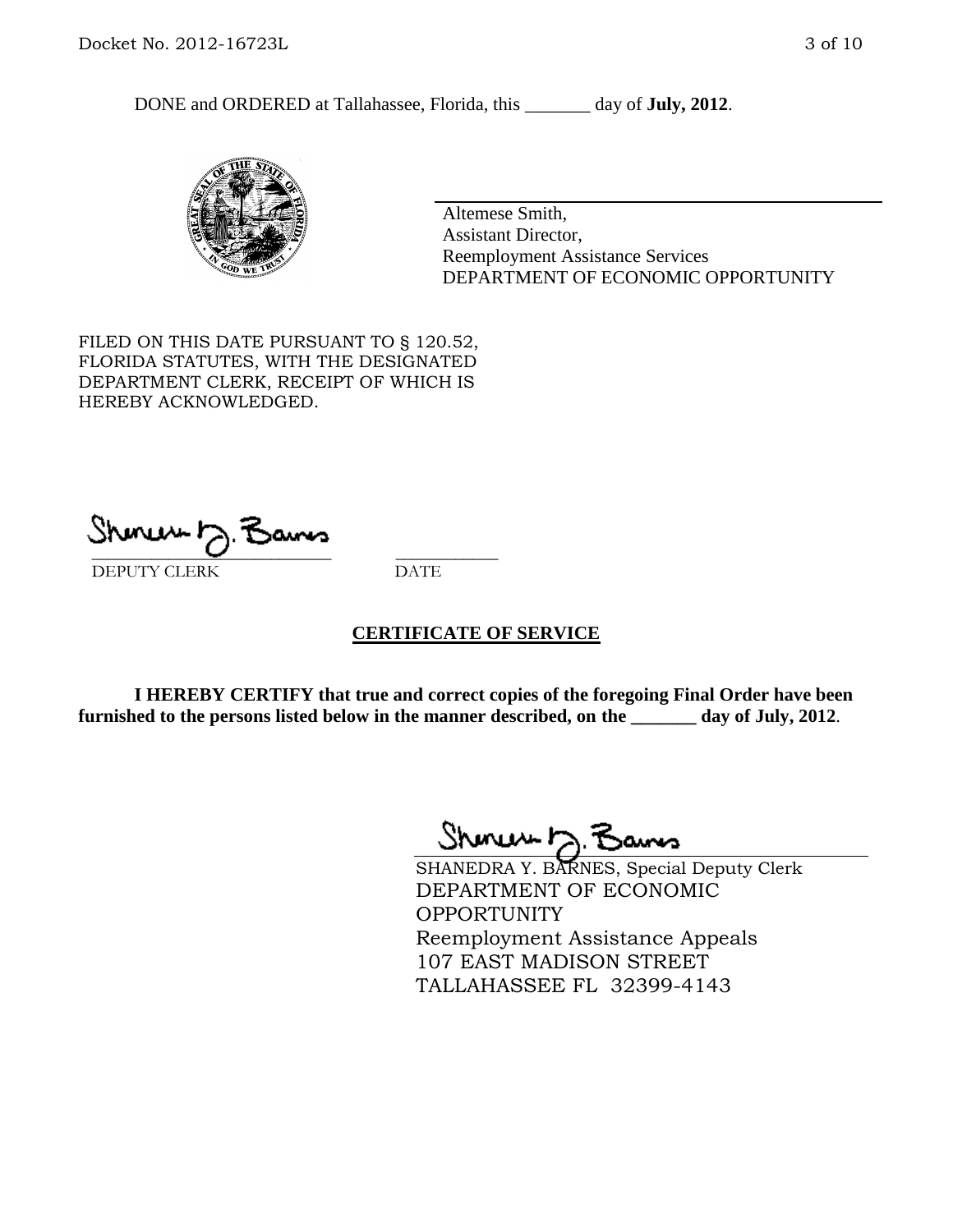DONE and ORDERED at Tallahassee, Florida, this _______ day of **July, 2012**.

Altemese Smith,
Assistant Director,
Reemployment Assistance Services
DEPARTMENT OF ECONOMIC OPPORTUNITY

FILED ON THIS DATE PURSUANT TO § 120.52, FLORIDA STATUTES, WITH THE DESIGNATED DEPARTMENT CLERK, RECEIPT OF WHICH IS HEREBY ACKNOWLEDGED.

___________________________ ___________
DEPUTY CLERK DATE

## CERTIFICATE OF SERVICE

**I HEREBY CERTIFY that true and correct copies of the foregoing Final Order have been furnished to the persons listed below in the manner described, on the _______ day of July, 2012**.

SHANEDRA Y. BARNES, Special Deputy Clerk
DEPARTMENT OF ECONOMIC OPPORTUNITY
Reemployment Assistance Appeals
107 EAST MADISON STREET
TALLAHASSEE FL 32399-4143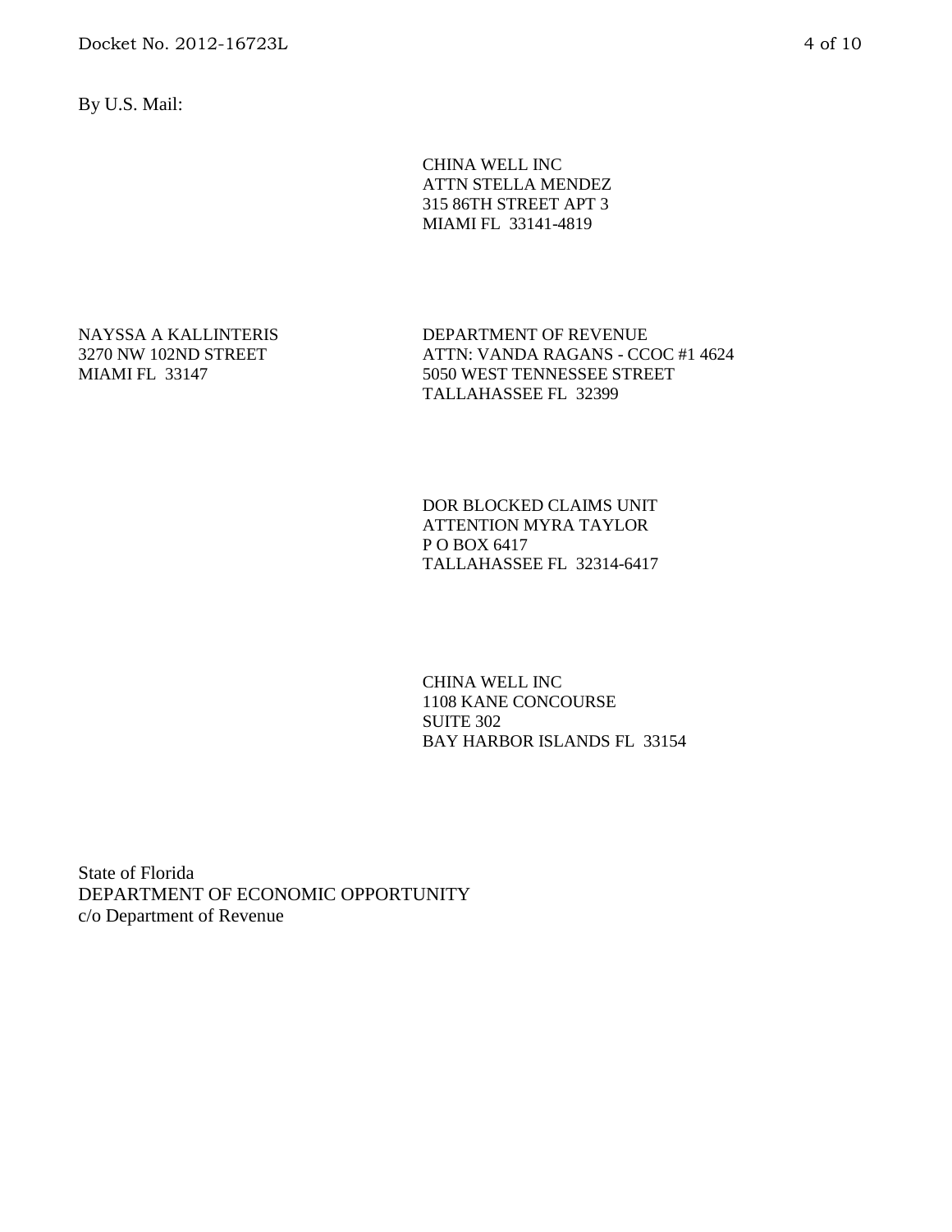By U.S. Mail:

CHINA WELL INC
ATTN STELLA MENDEZ
315 86TH STREET APT 3
MIAMI FL 33141-4819

NAYSSA A KALLINTERIS
3270 NW 102ND STREET
MIAMI FL 33147

DEPARTMENT OF REVENUE
ATTN: VANDA RAGANS - CCOC #1 4624
5050 WEST TENNESSEE STREET
TALLAHASSEE FL 32399

DOR BLOCKED CLAIMS UNIT
ATTENTION MYRA TAYLOR
P O BOX 6417
TALLAHASSEE FL 32314-6417

CHINA WELL INC
1108 KANE CONCOURSE
SUITE 302
BAY HARBOR ISLANDS FL 33154

State of Florida
DEPARTMENT OF ECONOMIC OPPORTUNITY
c/o Department of Revenue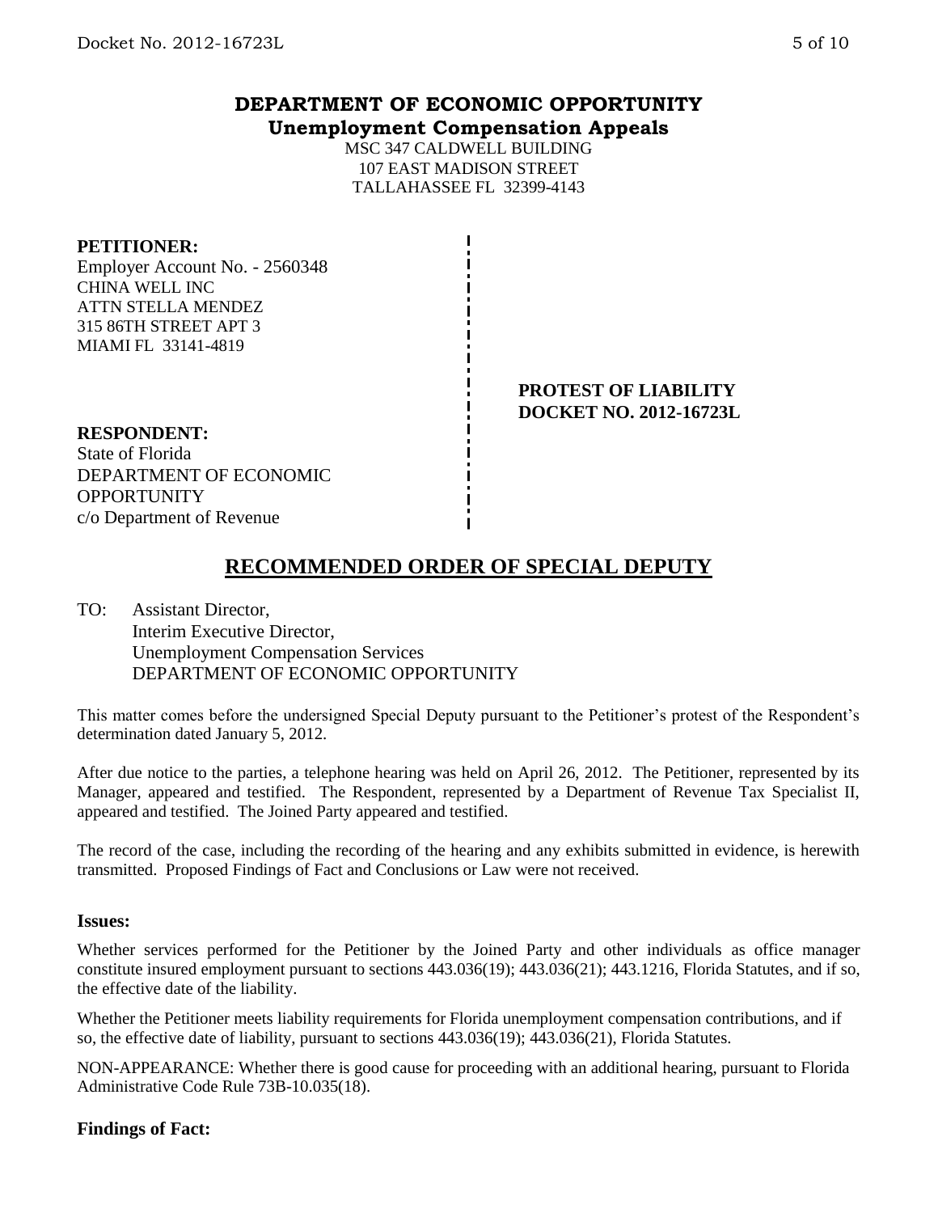# DEPARTMENT OF ECONOMIC OPPORTUNITY
## Unemployment Compensation Appeals

MSC 347 CALDWELL BUILDING
107 EAST MADISON STREET
TALLAHASSEE FL 32399-4143

**PETITIONER:**
Employer Account No. - 2560348
CHINA WELL INC
ATTN STELLA MENDEZ
315 86TH STREET APT 3
MIAMI FL 33141-4819

**PROTEST OF LIABILITY**
**DOCKET NO. 2012-16723L**

**RESPONDENT:**
State of Florida
DEPARTMENT OF ECONOMIC OPPORTUNITY
c/o Department of Revenue

## RECOMMENDED ORDER OF SPECIAL DEPUTY

TO: Assistant Director,
Interim Executive Director,
Unemployment Compensation Services
DEPARTMENT OF ECONOMIC OPPORTUNITY

This matter comes before the undersigned Special Deputy pursuant to the Petitioner's protest of the Respondent's determination dated January 5, 2012.

After due notice to the parties, a telephone hearing was held on April 26, 2012. The Petitioner, represented by its Manager, appeared and testified. The Respondent, represented by a Department of Revenue Tax Specialist II, appeared and testified. The Joined Party appeared and testified.

The record of the case, including the recording of the hearing and any exhibits submitted in evidence, is herewith transmitted. Proposed Findings of Fact and Conclusions or Law were not received.

### Issues:

Whether services performed for the Petitioner by the Joined Party and other individuals as office manager constitute insured employment pursuant to sections 443.036(19); 443.036(21); 443.1216, Florida Statutes, and if so, the effective date of the liability.

Whether the Petitioner meets liability requirements for Florida unemployment compensation contributions, and if so, the effective date of liability, pursuant to sections 443.036(19); 443.036(21), Florida Statutes.

NON-APPEARANCE: Whether there is good cause for proceeding with an additional hearing, pursuant to Florida Administrative Code Rule 73B-10.035(18).

### Findings of Fact: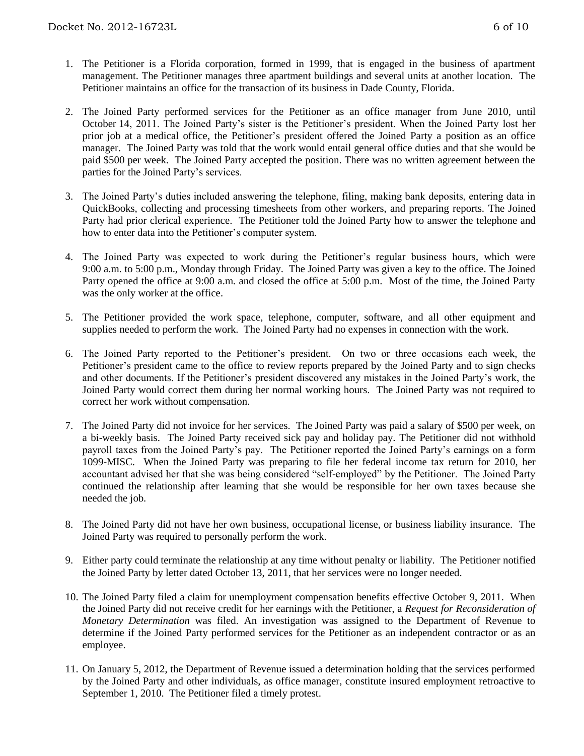1. The Petitioner is a Florida corporation, formed in 1999, that is engaged in the business of apartment management. The Petitioner manages three apartment buildings and several units at another location. The Petitioner maintains an office for the transaction of its business in Dade County, Florida.

2. The Joined Party performed services for the Petitioner as an office manager from June 2010, until October 14, 2011. The Joined Party's sister is the Petitioner's president. When the Joined Party lost her prior job at a medical office, the Petitioner's president offered the Joined Party a position as an office manager. The Joined Party was told that the work would entail general office duties and that she would be paid $500 per week. The Joined Party accepted the position. There was no written agreement between the parties for the Joined Party's services.

3. The Joined Party's duties included answering the telephone, filing, making bank deposits, entering data in QuickBooks, collecting and processing timesheets from other workers, and preparing reports. The Joined Party had prior clerical experience. The Petitioner told the Joined Party how to answer the telephone and how to enter data into the Petitioner's computer system.

4. The Joined Party was expected to work during the Petitioner's regular business hours, which were 9:00 a.m. to 5:00 p.m., Monday through Friday. The Joined Party was given a key to the office. The Joined Party opened the office at 9:00 a.m. and closed the office at 5:00 p.m. Most of the time, the Joined Party was the only worker at the office.

5. The Petitioner provided the work space, telephone, computer, software, and all other equipment and supplies needed to perform the work. The Joined Party had no expenses in connection with the work.

6. The Joined Party reported to the Petitioner's president. On two or three occasions each week, the Petitioner's president came to the office to review reports prepared by the Joined Party and to sign checks and other documents. If the Petitioner's president discovered any mistakes in the Joined Party's work, the Joined Party would correct them during her normal working hours. The Joined Party was not required to correct her work without compensation.

7. The Joined Party did not invoice for her services. The Joined Party was paid a salary of $500 per week, on a bi-weekly basis. The Joined Party received sick pay and holiday pay. The Petitioner did not withhold payroll taxes from the Joined Party's pay. The Petitioner reported the Joined Party's earnings on a form 1099-MISC. When the Joined Party was preparing to file her federal income tax return for 2010, her accountant advised her that she was being considered "self-employed" by the Petitioner. The Joined Party continued the relationship after learning that she would be responsible for her own taxes because she needed the job.

8. The Joined Party did not have her own business, occupational license, or business liability insurance. The Joined Party was required to personally perform the work.

9. Either party could terminate the relationship at any time without penalty or liability. The Petitioner notified the Joined Party by letter dated October 13, 2011, that her services were no longer needed.

10. The Joined Party filed a claim for unemployment compensation benefits effective October 9, 2011. When the Joined Party did not receive credit for her earnings with the Petitioner, a *Request for Reconsideration of Monetary Determination* was filed. An investigation was assigned to the Department of Revenue to determine if the Joined Party performed services for the Petitioner as an independent contractor or as an employee.

11. On January 5, 2012, the Department of Revenue issued a determination holding that the services performed by the Joined Party and other individuals, as office manager, constitute insured employment retroactive to September 1, 2010. The Petitioner filed a timely protest.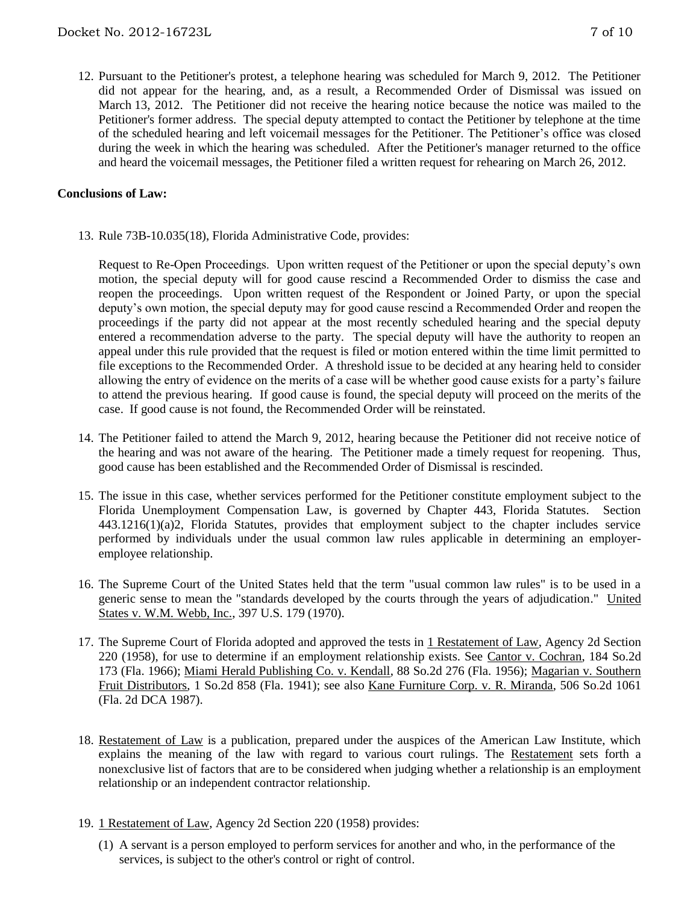12. Pursuant to the Petitioner's protest, a telephone hearing was scheduled for March 9, 2012. The Petitioner did not appear for the hearing, and, as a result, a Recommended Order of Dismissal was issued on March 13, 2012. The Petitioner did not receive the hearing notice because the notice was mailed to the Petitioner's former address. The special deputy attempted to contact the Petitioner by telephone at the time of the scheduled hearing and left voicemail messages for the Petitioner. The Petitioner's office was closed during the week in which the hearing was scheduled. After the Petitioner's manager returned to the office and heard the voicemail messages, the Petitioner filed a written request for rehearing on March 26, 2012.

**Conclusions of Law:**

13. Rule 73B-10.035(18), Florida Administrative Code, provides:

    Request to Re-Open Proceedings. Upon written request of the Petitioner or upon the special deputy's own motion, the special deputy will for good cause rescind a Recommended Order to dismiss the case and reopen the proceedings. Upon written request of the Respondent or Joined Party, or upon the special deputy's own motion, the special deputy may for good cause rescind a Recommended Order and reopen the proceedings if the party did not appear at the most recently scheduled hearing and the special deputy entered a recommendation adverse to the party. The special deputy will have the authority to reopen an appeal under this rule provided that the request is filed or motion entered within the time limit permitted to file exceptions to the Recommended Order. A threshold issue to be decided at any hearing held to consider allowing the entry of evidence on the merits of a case will be whether good cause exists for a party's failure to attend the previous hearing. If good cause is found, the special deputy will proceed on the merits of the case. If good cause is not found, the Recommended Order will be reinstated.

14. The Petitioner failed to attend the March 9, 2012, hearing because the Petitioner did not receive notice of the hearing and was not aware of the hearing. The Petitioner made a timely request for reopening. Thus, good cause has been established and the Recommended Order of Dismissal is rescinded.

15. The issue in this case, whether services performed for the Petitioner constitute employment subject to the Florida Unemployment Compensation Law, is governed by Chapter 443, Florida Statutes. Section 443.1216(1)(a)2, Florida Statutes, provides that employment subject to the chapter includes service performed by individuals under the usual common law rules applicable in determining an employer-employee relationship.

16. The Supreme Court of the United States held that the term "usual common law rules" is to be used in a generic sense to mean the "standards developed by the courts through the years of adjudication." United States v. W.M. Webb, Inc., 397 U.S. 179 (1970).

17. The Supreme Court of Florida adopted and approved the tests in 1 Restatement of Law, Agency 2d Section 220 (1958), for use to determine if an employment relationship exists. See Cantor v. Cochran, 184 So.2d 173 (Fla. 1966); Miami Herald Publishing Co. v. Kendall, 88 So.2d 276 (Fla. 1956); Magarian v. Southern Fruit Distributors, 1 So.2d 858 (Fla. 1941); see also Kane Furniture Corp. v. R. Miranda, 506 So.2d 1061 (Fla. 2d DCA 1987).

18. Restatement of Law is a publication, prepared under the auspices of the American Law Institute, which explains the meaning of the law with regard to various court rulings. The Restatement sets forth a nonexclusive list of factors that are to be considered when judging whether a relationship is an employment relationship or an independent contractor relationship.

19. 1 Restatement of Law, Agency 2d Section 220 (1958) provides:

    (1) A servant is a person employed to perform services for another and who, in the performance of the services, is subject to the other's control or right of control.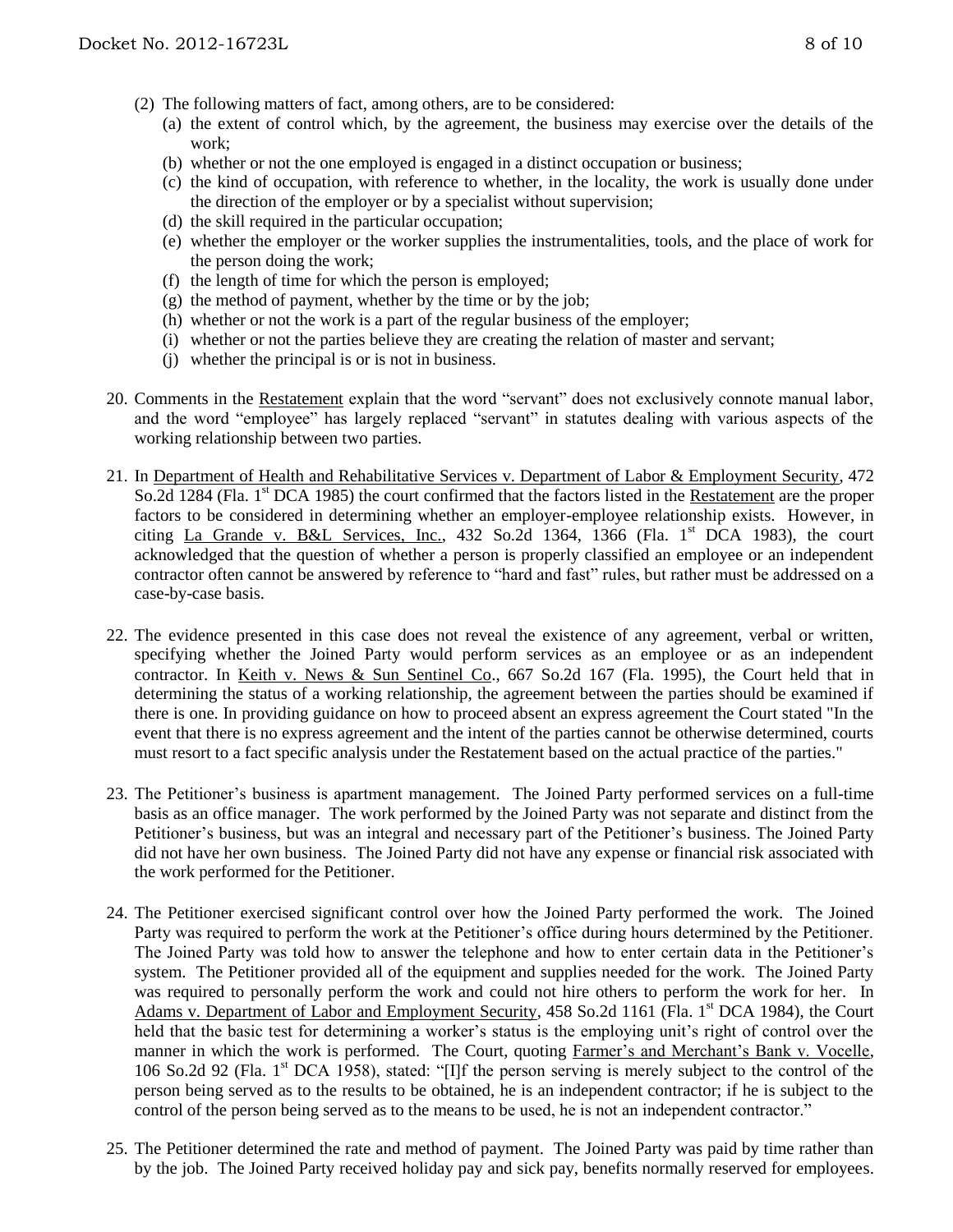(2) The following matters of fact, among others, are to be considered:
   (a) the extent of control which, by the agreement, the business may exercise over the details of the work;
   (b) whether or not the one employed is engaged in a distinct occupation or business;
   (c) the kind of occupation, with reference to whether, in the locality, the work is usually done under the direction of the employer or by a specialist without supervision;
   (d) the skill required in the particular occupation;
   (e) whether the employer or the worker supplies the instrumentalities, tools, and the place of work for the person doing the work;
   (f) the length of time for which the person is employed;
   (g) the method of payment, whether by the time or by the job;
   (h) whether or not the work is a part of the regular business of the employer;
   (i) whether or not the parties believe they are creating the relation of master and servant;
   (j) whether the principal is or is not in business.

20. Comments in the Restatement explain that the word "servant" does not exclusively connote manual labor, and the word "employee" has largely replaced "servant" in statutes dealing with various aspects of the working relationship between two parties.

21. In Department of Health and Rehabilitative Services v. Department of Labor & Employment Security, 472 So.2d 1284 (Fla. 1st DCA 1985) the court confirmed that the factors listed in the Restatement are the proper factors to be considered in determining whether an employer-employee relationship exists. However, in citing La Grande v. B&L Services, Inc., 432 So.2d 1364, 1366 (Fla. 1st DCA 1983), the court acknowledged that the question of whether a person is properly classified an employee or an independent contractor often cannot be answered by reference to "hard and fast" rules, but rather must be addressed on a case-by-case basis.

22. The evidence presented in this case does not reveal the existence of any agreement, verbal or written, specifying whether the Joined Party would perform services as an employee or as an independent contractor. In Keith v. News & Sun Sentinel Co., 667 So.2d 167 (Fla. 1995), the Court held that in determining the status of a working relationship, the agreement between the parties should be examined if there is one. In providing guidance on how to proceed absent an express agreement the Court stated "In the event that there is no express agreement and the intent of the parties cannot be otherwise determined, courts must resort to a fact specific analysis under the Restatement based on the actual practice of the parties."

23. The Petitioner's business is apartment management. The Joined Party performed services on a full-time basis as an office manager. The work performed by the Joined Party was not separate and distinct from the Petitioner's business, but was an integral and necessary part of the Petitioner's business. The Joined Party did not have her own business. The Joined Party did not have any expense or financial risk associated with the work performed for the Petitioner.

24. The Petitioner exercised significant control over how the Joined Party performed the work. The Joined Party was required to perform the work at the Petitioner's office during hours determined by the Petitioner. The Joined Party was told how to answer the telephone and how to enter certain data in the Petitioner's system. The Petitioner provided all of the equipment and supplies needed for the work. The Joined Party was required to personally perform the work and could not hire others to perform the work for her. In Adams v. Department of Labor and Employment Security, 458 So.2d 1161 (Fla. 1st DCA 1984), the Court held that the basic test for determining a worker's status is the employing unit's right of control over the manner in which the work is performed. The Court, quoting Farmer's and Merchant's Bank v. Vocelle, 106 So.2d 92 (Fla. 1st DCA 1958), stated: "[I]f the person serving is merely subject to the control of the person being served as to the results to be obtained, he is an independent contractor; if he is subject to the control of the person being served as to the means to be used, he is not an independent contractor."

25. The Petitioner determined the rate and method of payment. The Joined Party was paid by time rather than by the job. The Joined Party received holiday pay and sick pay, benefits normally reserved for employees.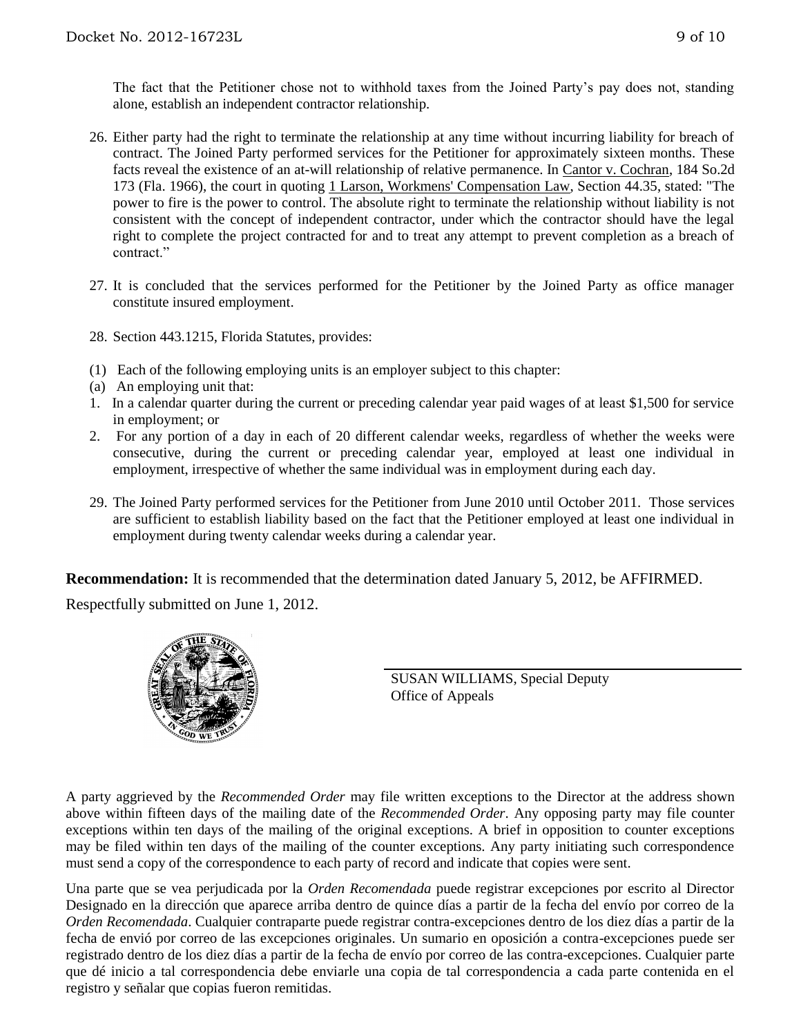The fact that the Petitioner chose not to withhold taxes from the Joined Party's pay does not, standing alone, establish an independent contractor relationship.

26. Either party had the right to terminate the relationship at any time without incurring liability for breach of contract. The Joined Party performed services for the Petitioner for approximately sixteen months. These facts reveal the existence of an at-will relationship of relative permanence. In Cantor v. Cochran, 184 So.2d 173 (Fla. 1966), the court in quoting 1 Larson, Workmens' Compensation Law, Section 44.35, stated: "The power to fire is the power to control. The absolute right to terminate the relationship without liability is not consistent with the concept of independent contractor, under which the contractor should have the legal right to complete the project contracted for and to treat any attempt to prevent completion as a breach of contract."

27. It is concluded that the services performed for the Petitioner by the Joined Party as office manager constitute insured employment.

28. Section 443.1215, Florida Statutes, provides:

(1) Each of the following employing units is an employer subject to this chapter:
(a) An employing unit that:
1. In a calendar quarter during the current or preceding calendar year paid wages of at least $1,500 for service in employment; or
2. For any portion of a day in each of 20 different calendar weeks, regardless of whether the weeks were consecutive, during the current or preceding calendar year, employed at least one individual in employment, irrespective of whether the same individual was in employment during each day.

29. The Joined Party performed services for the Petitioner from June 2010 until October 2011. Those services are sufficient to establish liability based on the fact that the Petitioner employed at least one individual in employment during twenty calendar weeks during a calendar year.

**Recommendation:** It is recommended that the determination dated January 5, 2012, be AFFIRMED.

Respectfully submitted on June 1, 2012.

SUSAN WILLIAMS, Special Deputy
Office of Appeals

A party aggrieved by the *Recommended Order* may file written exceptions to the Director at the address shown above within fifteen days of the mailing date of the *Recommended Order*. Any opposing party may file counter exceptions within ten days of the mailing of the original exceptions. A brief in opposition to counter exceptions may be filed within ten days of the mailing of the counter exceptions. Any party initiating such correspondence must send a copy of the correspondence to each party of record and indicate that copies were sent.

Una parte que se vea perjudicada por la *Orden Recomendada* puede registrar excepciones por escrito al Director Designado en la dirección que aparece arriba dentro de quince días a partir de la fecha del envío por correo de la *Orden Recomendada*. Cualquier contraparte puede registrar contra-excepciones dentro de los diez días a partir de la fecha de envió por correo de las excepciones originales. Un sumario en oposición a contra-excepciones puede ser registrado dentro de los diez días a partir de la fecha de envío por correo de las contra-excepciones. Cualquier parte que dé inicio a tal correspondencia debe enviarle una copia de tal correspondencia a cada parte contenida en el registro y señalar que copias fueron remitidas.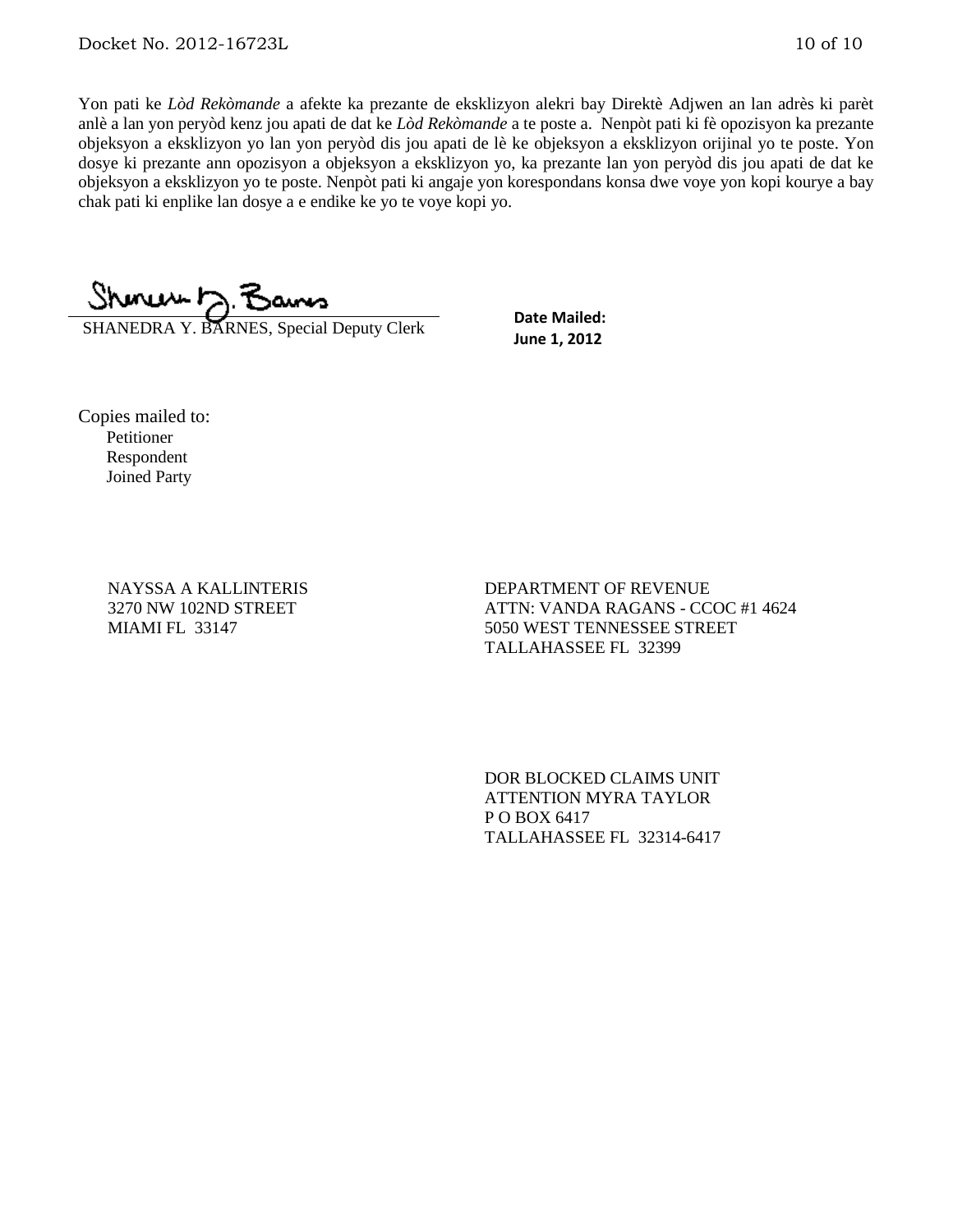Yon pati ke *Lòd Rekòmande* a afekte ka prezante de eksklizyon alekri bay Direktè Adjwen an lan adrès ki parèt anlè a lan yon peryòd kenz jou apati de dat ke *Lòd Rekòmande* a te poste a. Nenpòt pati ki fè opozisyon ka prezante objeksyon a eksklizyon yo lan yon peryòd dis jou apati de lè ke objeksyon a eksklizyon orijinal yo te poste. Yon dosye ki prezante ann opozisyon a objeksyon a eksklizyon yo, ka prezante lan yon peryòd dis jou apati de dat ke objeksyon a eksklizyon yo te poste. Nenpòt pati ki angaje yon korespondans konsa dwe voye yon kopi kourye a bay chak pati ki enplike lan dosye a e endike ke yo te voye kopi yo.

SHANEDRA Y. BARNES, Special Deputy Clerk

**Date Mailed:**
**June 1, 2012**

Copies mailed to:
Petitioner
Respondent
Joined Party

NAYSSA A KALLINTERIS
3270 NW 102ND STREET
MIAMI FL 33147

DEPARTMENT OF REVENUE
ATTN: VANDA RAGANS - CCOC #1 4624
5050 WEST TENNESSEE STREET
TALLAHASSEE FL 32399

DOR BLOCKED CLAIMS UNIT
ATTENTION MYRA TAYLOR
P O BOX 6417
TALLAHASSEE FL 32314-6417